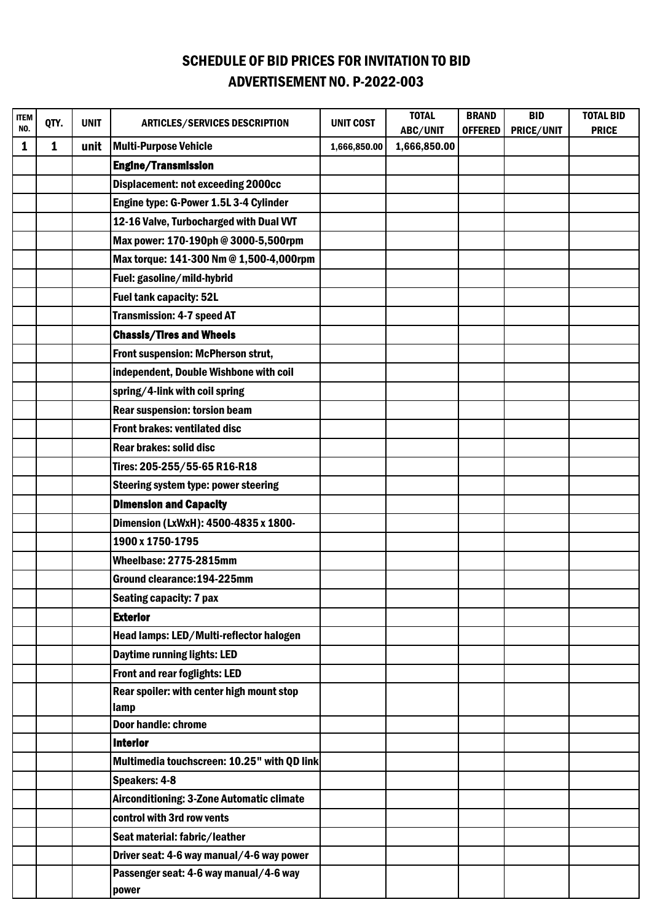# SCHEDULE OF BID PRICES FOR INVITATION TO BID

## ADVERTISEMENT NO. P-2022-003

| ITEM NO. | QTY. | UNIT | ARTICLES/SERVICES DESCRIPTION | UNIT COST | TOTAL ABC/UNIT | BRAND OFFERED | BID PRICE/UNIT | TOTAL BID PRICE |
|---|---|---|---|---|---|---|---|---|
| 1 | 1 | unit | Multi-Purpose Vehicle | 1,666,850.00 | 1,666,850.00 | | | |
| | | | **Engine/Transmission** | | | | | |
| | | | Displacement: not exceeding 2000cc | | | | | |
| | | | Engine type: G-Power 1.5L 3-4 Cylinder | | | | | |
| | | | 12-16 Valve, Turbocharged with Dual VVT | | | | | |
| | | | Max power: 170-190ph @ 3000-5,500rpm | | | | | |
| | | | Max torque: 141-300 Nm @ 1,500-4,000rpm | | | | | |
| | | | Fuel: gasoline/mild-hybrid | | | | | |
| | | | Fuel tank capacity: 52L | | | | | |
| | | | Transmission: 4-7 speed AT | | | | | |
| | | | **Chassis/Tires and Wheels** | | | | | |
| | | | Front suspension: McPherson strut, | | | | | |
| | | | independent, Double Wishbone with coil | | | | | |
| | | | spring/4-link with coil spring | | | | | |
| | | | Rear suspension: torsion beam | | | | | |
| | | | Front brakes: ventilated disc | | | | | |
| | | | Rear brakes: solid disc | | | | | |
| | | | Tires: 205-255/55-65 R16-R18 | | | | | |
| | | | Steering system type: power steering | | | | | |
| | | | **Dimension and Capacity** | | | | | |
| | | | Dimension (LxWxH): 4500-4835 x 1800- | | | | | |
| | | | 1900 x 1750-1795 | | | | | |
| | | | Wheelbase: 2775-2815mm | | | | | |
| | | | Ground clearance:194-225mm | | | | | |
| | | | Seating capacity: 7 pax | | | | | |
| | | | **Exterior** | | | | | |
| | | | Head lamps: LED/Multi-reflector halogen | | | | | |
| | | | Daytime running lights: LED | | | | | |
| | | | Front and rear foglights: LED | | | | | |
| | | | Rear spoiler: with center high mount stop lamp | | | | | |
| | | | Door handle: chrome | | | | | |
| | | | **Interior** | | | | | |
| | | | Multimedia touchscreen: 10.25" with QD link | | | | | |
| | | | Speakers: 4-8 | | | | | |
| | | | Airconditioning: 3-Zone Automatic climate | | | | | |
| | | | control with 3rd row vents | | | | | |
| | | | Seat material: fabric/leather | | | | | |
| | | | Driver seat: 4-6 way manual/4-6 way power | | | | | |
| | | | Passenger seat: 4-6 way manual/4-6 way power | | | | | |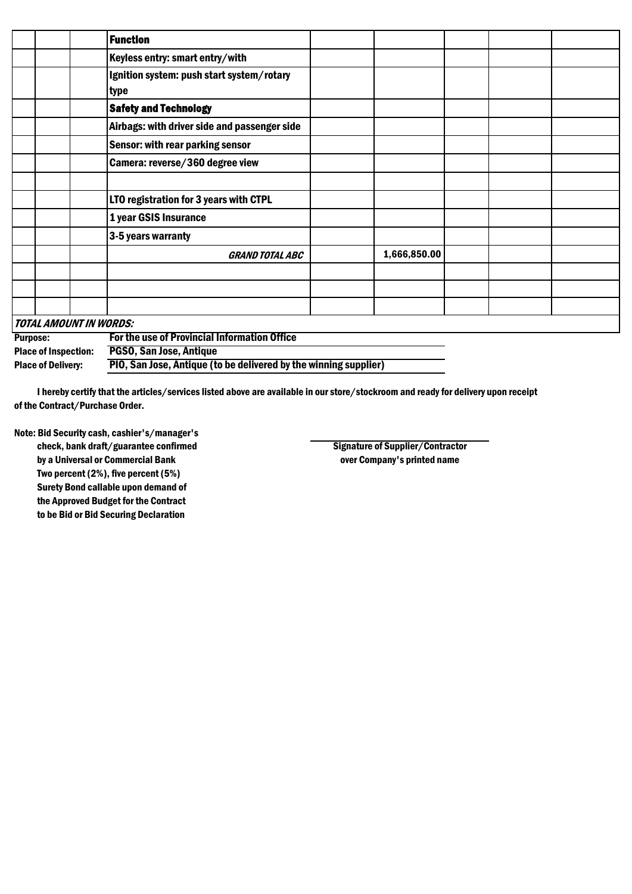| | | | | | | | | |
|---|---|---|---|---|---|---|---|---|
| | | | **Function** | | | | | |
| | | | Keyless entry: smart entry/with | | | | | |
| | | | Ignition system: push start system/rotary type | | | | | |
| | | | **Safety and Technology** | | | | | |
| | | | Airbags: with driver side and passenger side | | | | | |
| | | | Sensor: with rear parking sensor | | | | | |
| | | | Camera: reverse/360 degree view | | | | | |
| | | | | | | | | |
| | | | LTO registration for 3 years with CTPL | | | | | |
| | | | 1 year GSIS Insurance | | | | | |
| | | | 3-5 years warranty | | | | | |
| | | | *GRAND TOTAL ABC* | | 1,666,850.00 | | | |
| | | | | | | | | |
| | | | | | | | | |
| | | | | | | | | |

***TOTAL AMOUNT IN WORDS:***

**Purpose:** For the use of Provincial Information Office

**Place of Inspection:** PGSO, San Jose, Antique

**Place of Delivery:** PIO, San Jose, Antique (to be delivered by the winning supplier)

I hereby certify that the articles/services listed above are available in our store/stockroom and ready for delivery upon receipt of the Contract/Purchase Order.

Note: Bid Security cash, cashier's/manager's check, bank draft/guarantee confirmed by a Universal or Commercial Bank Two percent (2%), five percent (5%) Surety Bond callable upon demand of the Approved Budget for the Contract to be Bid or Bid Securing Declaration

\_\_\_\_\_\_\_\_\_\_\_\_\_\_\_\_\_\_\_\_\_\_\_\_\_\_\_\_\_\_\_\_\_\_\_\_\_\_\_\_

Signature of Supplier/Contractor over Company's printed name